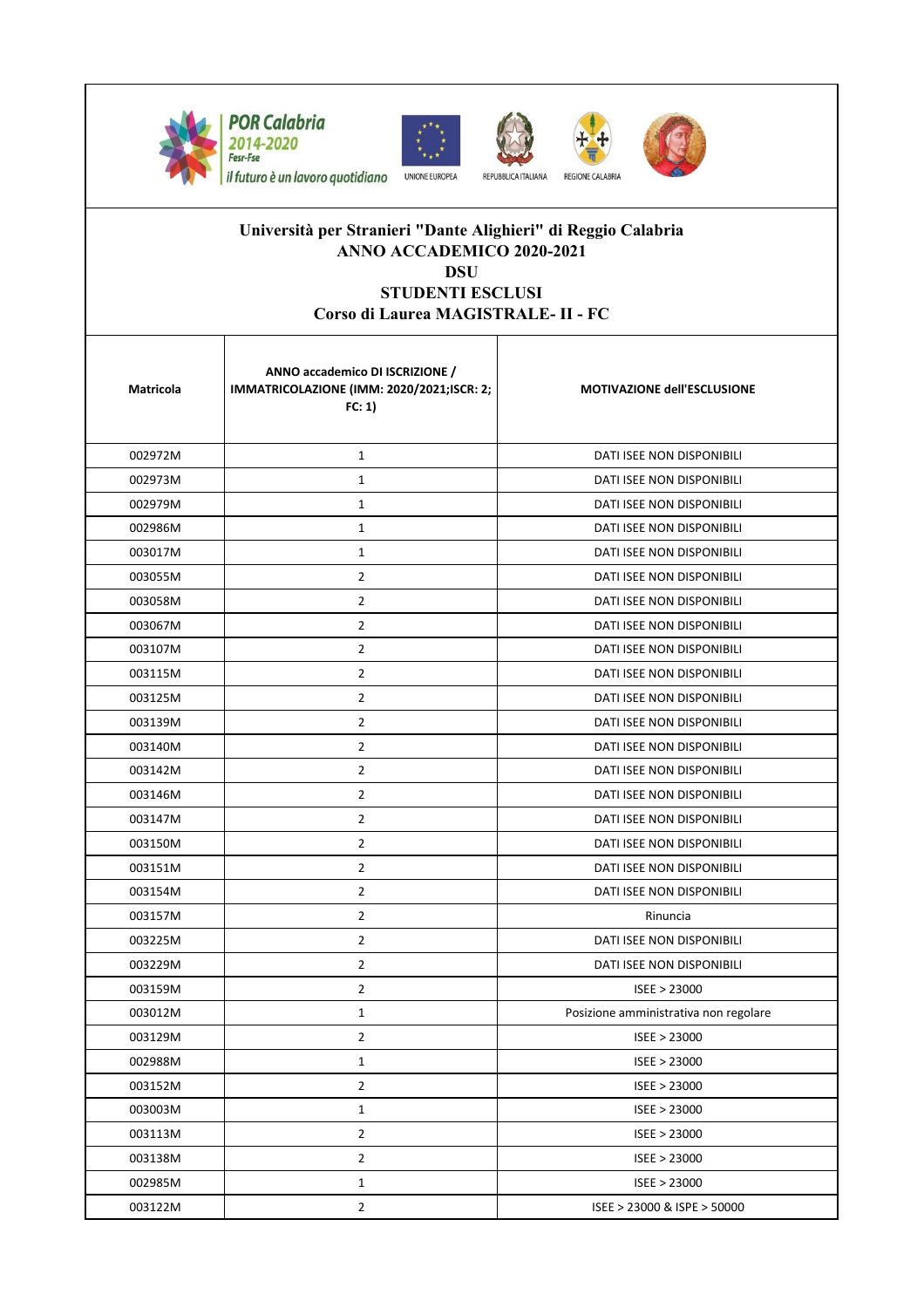POR Calabria 2014-2020 Fesr-Fse
il futuro è un lavoro quotidiano

UNIONE EUROPEA — REPUBBLICA ITALIANA — REGIONE CALABRIA

# Università per Stranieri "Dante Alighieri" di Reggio Calabria
## ANNO ACCADEMICO 2020-2021
## DSU
## STUDENTI ESCLUSI
## Corso di Laurea MAGISTRALE- II - FC

| Matricola | ANNO accademico DI ISCRIZIONE / IMMATRICOLAZIONE (IMM: 2020/2021;ISCR: 2; FC: 1) | MOTIVAZIONE dell'ESCLUSIONE |
|---|---|---|
| 002972M | 1 | DATI ISEE NON DISPONIBILI |
| 002973M | 1 | DATI ISEE NON DISPONIBILI |
| 002979M | 1 | DATI ISEE NON DISPONIBILI |
| 002986M | 1 | DATI ISEE NON DISPONIBILI |
| 003017M | 1 | DATI ISEE NON DISPONIBILI |
| 003055M | 2 | DATI ISEE NON DISPONIBILI |
| 003058M | 2 | DATI ISEE NON DISPONIBILI |
| 003067M | 2 | DATI ISEE NON DISPONIBILI |
| 003107M | 2 | DATI ISEE NON DISPONIBILI |
| 003115M | 2 | DATI ISEE NON DISPONIBILI |
| 003125M | 2 | DATI ISEE NON DISPONIBILI |
| 003139M | 2 | DATI ISEE NON DISPONIBILI |
| 003140M | 2 | DATI ISEE NON DISPONIBILI |
| 003142M | 2 | DATI ISEE NON DISPONIBILI |
| 003146M | 2 | DATI ISEE NON DISPONIBILI |
| 003147M | 2 | DATI ISEE NON DISPONIBILI |
| 003150M | 2 | DATI ISEE NON DISPONIBILI |
| 003151M | 2 | DATI ISEE NON DISPONIBILI |
| 003154M | 2 | DATI ISEE NON DISPONIBILI |
| 003157M | 2 | Rinuncia |
| 003225M | 2 | DATI ISEE NON DISPONIBILI |
| 003229M | 2 | DATI ISEE NON DISPONIBILI |
| 003159M | 2 | ISEE > 23000 |
| 003012M | 1 | Posizione amministrativa non regolare |
| 003129M | 2 | ISEE > 23000 |
| 002988M | 1 | ISEE > 23000 |
| 003152M | 2 | ISEE > 23000 |
| 003003M | 1 | ISEE > 23000 |
| 003113M | 2 | ISEE > 23000 |
| 003138M | 2 | ISEE > 23000 |
| 002985M | 1 | ISEE > 23000 |
| 003122M | 2 | ISEE > 23000 & ISPE > 50000 |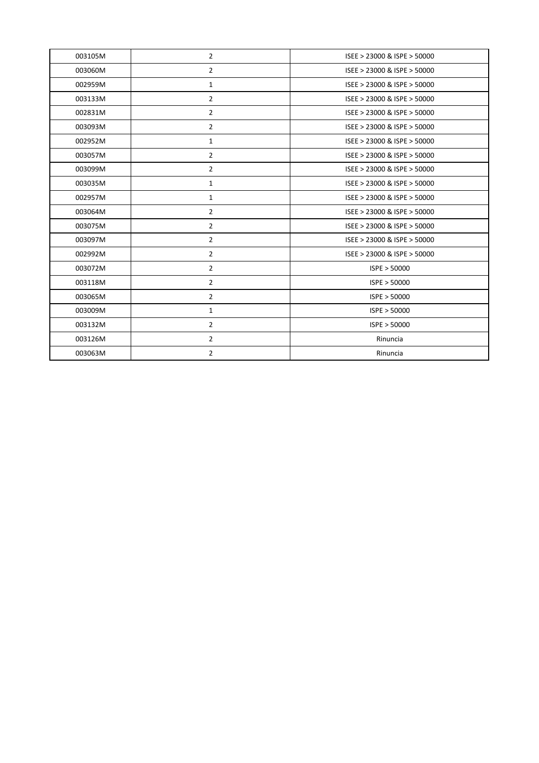| | | |
|---|---|---|
| 003105M | 2 | ISEE > 23000 & ISPE > 50000 |
| 003060M | 2 | ISEE > 23000 & ISPE > 50000 |
| 002959M | 1 | ISEE > 23000 & ISPE > 50000 |
| 003133M | 2 | ISEE > 23000 & ISPE > 50000 |
| 002831M | 2 | ISEE > 23000 & ISPE > 50000 |
| 003093M | 2 | ISEE > 23000 & ISPE > 50000 |
| 002952M | 1 | ISEE > 23000 & ISPE > 50000 |
| 003057M | 2 | ISEE > 23000 & ISPE > 50000 |
| 003099M | 2 | ISEE > 23000 & ISPE > 50000 |
| 003035M | 1 | ISEE > 23000 & ISPE > 50000 |
| 002957M | 1 | ISEE > 23000 & ISPE > 50000 |
| 003064M | 2 | ISEE > 23000 & ISPE > 50000 |
| 003075M | 2 | ISEE > 23000 & ISPE > 50000 |
| 003097M | 2 | ISEE > 23000 & ISPE > 50000 |
| 002992M | 2 | ISEE > 23000 & ISPE > 50000 |
| 003072M | 2 | ISPE > 50000 |
| 003118M | 2 | ISPE > 50000 |
| 003065M | 2 | ISPE > 50000 |
| 003009M | 1 | ISPE > 50000 |
| 003132M | 2 | ISPE > 50000 |
| 003126M | 2 | Rinuncia |
| 003063M | 2 | Rinuncia |